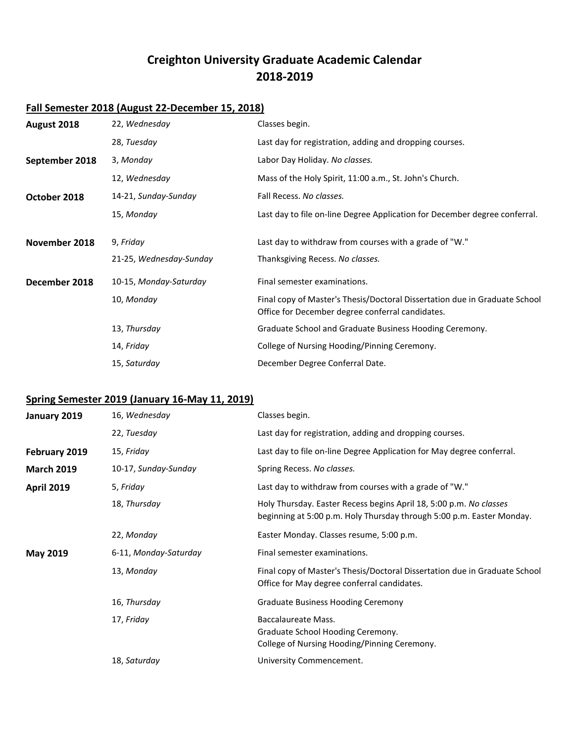# Creighton University Graduate Academic Calendar
# 2018-2019

## Fall Semester 2018 (August 22-December 15, 2018)

| | | |
|---|---|---|
| **August 2018** | 22, *Wednesday* | Classes begin. |
| | 28, *Tuesday* | Last day for registration, adding and dropping courses. |
| **September 2018** | 3, *Monday* | Labor Day Holiday. *No classes.* |
| | 12, *Wednesday* | Mass of the Holy Spirit, 11:00 a.m., St. John's Church. |
| **October 2018** | 14-21, *Sunday-Sunday* | Fall Recess. *No classes.* |
| | 15, *Monday* | Last day to file on-line Degree Application for December degree conferral. |
| **November 2018** | 9, *Friday* | Last day to withdraw from courses with a grade of "W." |
| | 21-25, *Wednesday-Sunday* | Thanksgiving Recess. *No classes.* |
| **December 2018** | 10-15, *Monday-Saturday* | Final semester examinations. |
| | 10, *Monday* | Final copy of Master's Thesis/Doctoral Dissertation due in Graduate School Office for December degree conferral candidates. |
| | 13, *Thursday* | Graduate School and Graduate Business Hooding Ceremony. |
| | 14, *Friday* | College of Nursing Hooding/Pinning Ceremony. |
| | 15, *Saturday* | December Degree Conferral Date. |

## Spring Semester 2019 (January 16-May 11, 2019)

| | | |
|---|---|---|
| **January 2019** | 16, *Wednesday* | Classes begin. |
| | 22, *Tuesday* | Last day for registration, adding and dropping courses. |
| **February 2019** | 15, *Friday* | Last day to file on-line Degree Application for May degree conferral. |
| **March 2019** | 10-17, *Sunday-Sunday* | Spring Recess. *No classes.* |
| **April 2019** | 5, *Friday* | Last day to withdraw from courses with a grade of "W." |
| | 18, *Thursday* | Holy Thursday. Easter Recess begins April 18, 5:00 p.m. *No classes beginning at 5:00 p.m. Holy Thursday through 5:00 p.m. Easter Monday.* |
| | 22, *Monday* | Easter Monday. Classes resume, 5:00 p.m. |
| **May 2019** | 6-11, *Monday-Saturday* | Final semester examinations. |
| | 13, *Monday* | Final copy of Master's Thesis/Doctoral Dissertation due in Graduate School Office for May degree conferral candidates. |
| | 16, *Thursday* | Graduate Business Hooding Ceremony |
| | 17, *Friday* | Baccalaureate Mass.<br>Graduate School Hooding Ceremony.<br>College of Nursing Hooding/Pinning Ceremony. |
| | 18, *Saturday* | University Commencement. |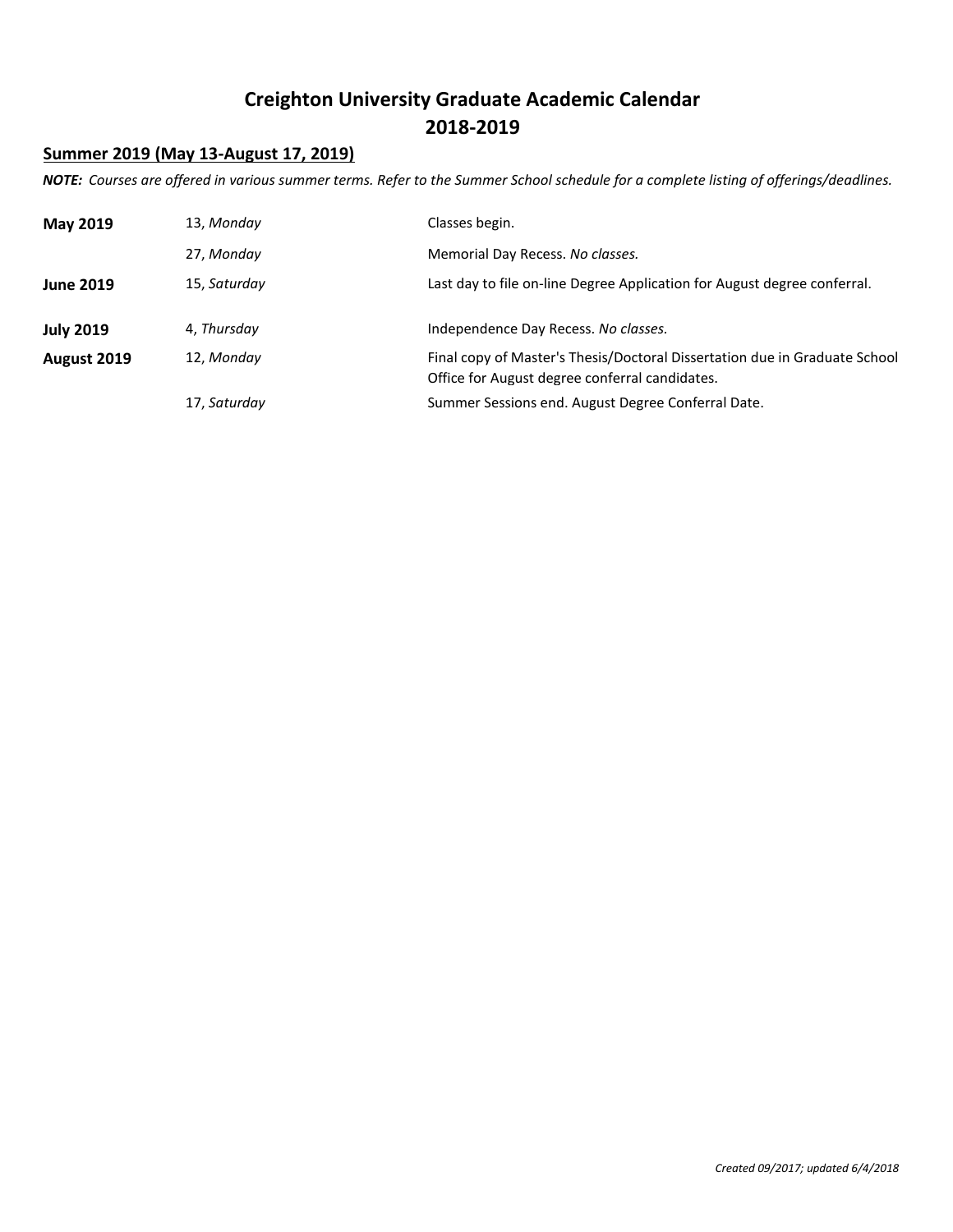# Creighton University Graduate Academic Calendar
# 2018-2019

## Summer 2019 (May 13-August 17, 2019)

***NOTE:*** *Courses are offered in various summer terms. Refer to the Summer School schedule for a complete listing of offerings/deadlines.*

| | | |
|---|---|---|
| **May 2019** | 13, *Monday* | Classes begin. |
| | 27, *Monday* | Memorial Day Recess. *No classes.* |
| **June 2019** | 15, *Saturday* | Last day to file on-line Degree Application for August degree conferral. |
| **July 2019** | 4, *Thursday* | Independence Day Recess. *No classes.* |
| **August 2019** | 12, *Monday* | Final copy of Master's Thesis/Doctoral Dissertation due in Graduate School Office for August degree conferral candidates. |
| | 17, *Saturday* | Summer Sessions end. August Degree Conferral Date. |

*Created 09/2017; updated 6/4/2018*